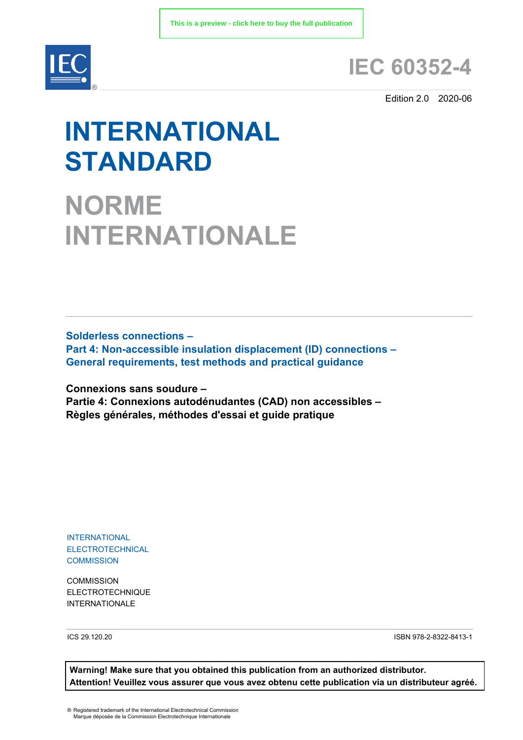This is a preview - click here to buy the full publication

# IEC 60352-4

Edition 2.0 2020-06

# INTERNATIONAL STANDARD

# NORME INTERNATIONALE

**Solderless connections –**
**Part 4: Non-accessible insulation displacement (ID) connections –**
**General requirements, test methods and practical guidance**

**Connexions sans soudure –**
**Partie 4: Connexions autodénudantes (CAD) non accessibles –**
**Règles générales, méthodes d'essai et guide pratique**

INTERNATIONAL
ELECTROTECHNICAL
COMMISSION

COMMISSION
ELECTROTECHNIQUE
INTERNATIONALE

ICS 29.120.20

ISBN 978-2-8322-8413-1

**Warning! Make sure that you obtained this publication from an authorized distributor.**
**Attention! Veuillez vous assurer que vous avez obtenu cette publication via un distributeur agréé.**

® Registered trademark of the International Electrotechnical Commission
Marque déposée de la Commission Electrotechnique Internationale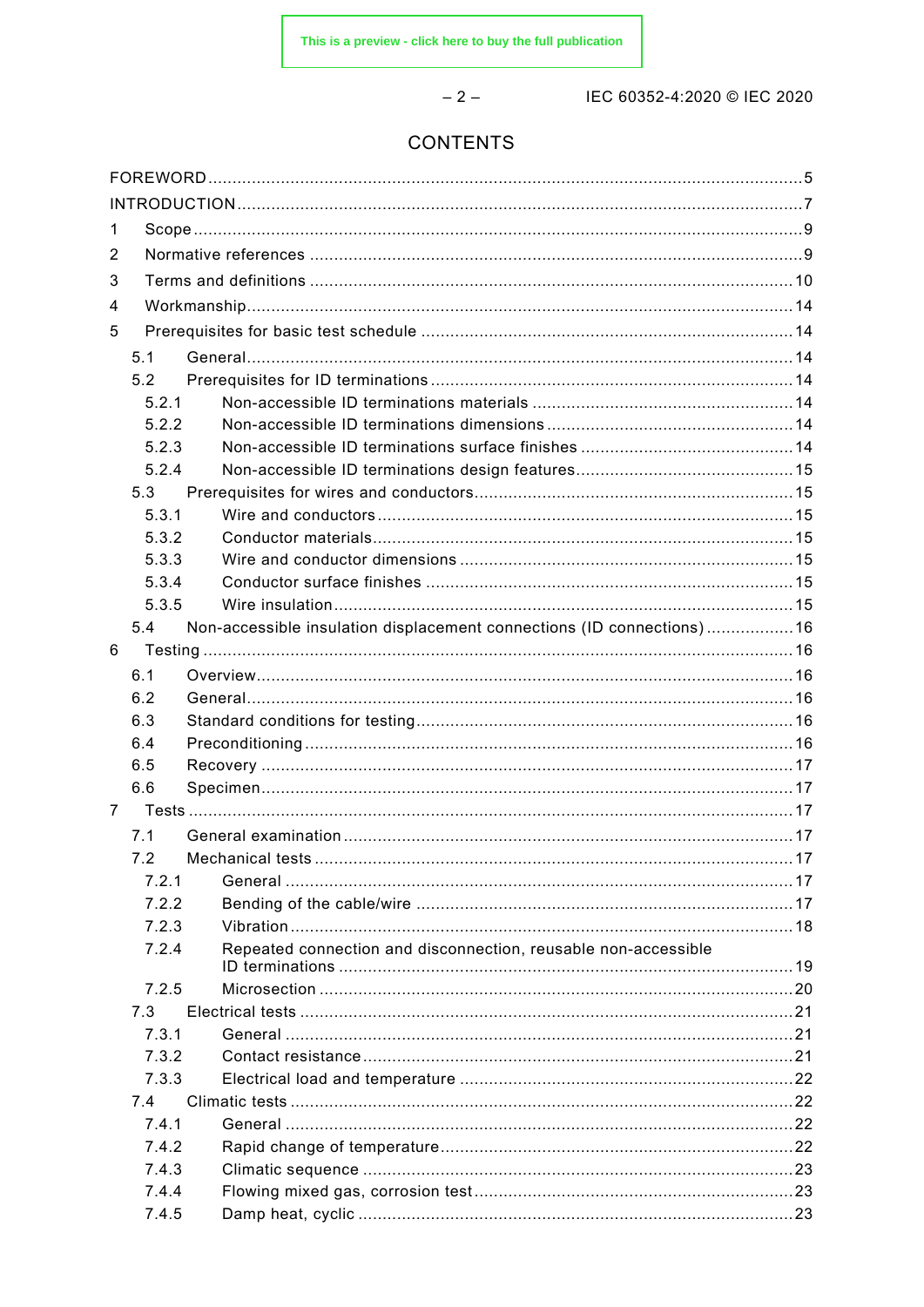# CONTENTS

FOREWORD ..... 5
INTRODUCTION ..... 7
1 Scope ..... 9
2 Normative references ..... 9
3 Terms and definitions ..... 10
4 Workmanship ..... 14
5 Prerequisites for basic test schedule ..... 14
  5.1 General ..... 14
  5.2 Prerequisites for ID terminations ..... 14
    5.2.1 Non-accessible ID terminations materials ..... 14
    5.2.2 Non-accessible ID terminations dimensions ..... 14
    5.2.3 Non-accessible ID terminations surface finishes ..... 14
    5.2.4 Non-accessible ID terminations design features ..... 15
  5.3 Prerequisites for wires and conductors ..... 15
    5.3.1 Wire and conductors ..... 15
    5.3.2 Conductor materials ..... 15
    5.3.3 Wire and conductor dimensions ..... 15
    5.3.4 Conductor surface finishes ..... 15
    5.3.5 Wire insulation ..... 15
  5.4 Non-accessible insulation displacement connections (ID connections) ..... 16
6 Testing ..... 16
  6.1 Overview ..... 16
  6.2 General ..... 16
  6.3 Standard conditions for testing ..... 16
  6.4 Preconditioning ..... 16
  6.5 Recovery ..... 17
  6.6 Specimen ..... 17
7 Tests ..... 17
  7.1 General examination ..... 17
  7.2 Mechanical tests ..... 17
    7.2.1 General ..... 17
    7.2.2 Bending of the cable/wire ..... 17
    7.2.3 Vibration ..... 18
    7.2.4 Repeated connection and disconnection, reusable non-accessible ID terminations ..... 19
    7.2.5 Microsection ..... 20
  7.3 Electrical tests ..... 21
    7.3.1 General ..... 21
    7.3.2 Contact resistance ..... 21
    7.3.3 Electrical load and temperature ..... 22
  7.4 Climatic tests ..... 22
    7.4.1 General ..... 22
    7.4.2 Rapid change of temperature ..... 22
    7.4.3 Climatic sequence ..... 23
    7.4.4 Flowing mixed gas, corrosion test ..... 23
    7.4.5 Damp heat, cyclic ..... 23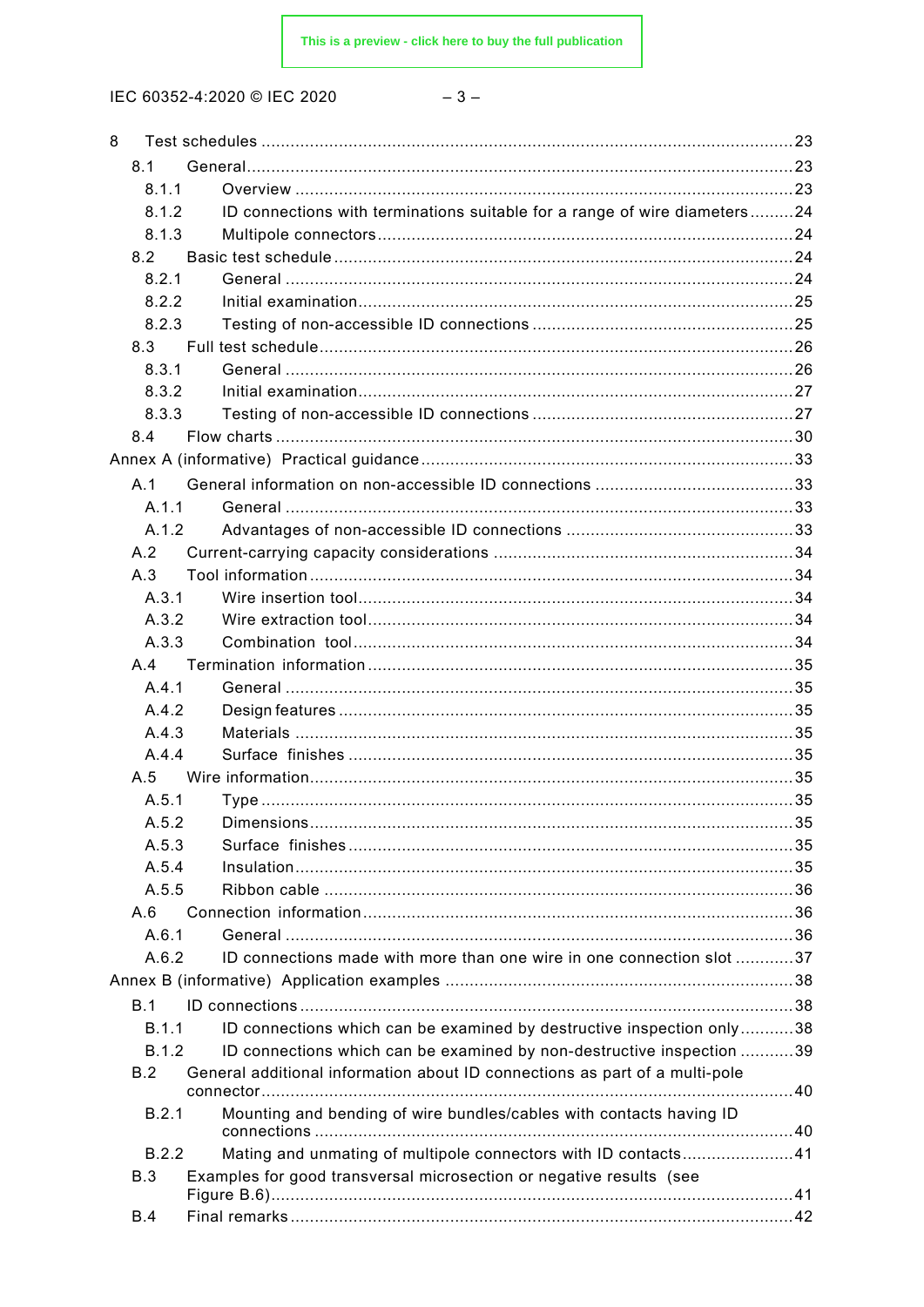8 Test schedules ............................................................................................................23

8.1 General................................................................................................................23

8.1.1 Overview ......................................................................................................23

8.1.2 ID connections with terminations suitable for a range of wire diameters .........24

8.1.3 Multipole connectors.....................................................................................24

8.2 Basic test schedule .............................................................................................24

8.2.1 General ........................................................................................................24

8.2.2 Initial examination.........................................................................................25

8.2.3 Testing of non-accessible ID connections ......................................................25

8.3 Full test schedule.................................................................................................26

8.3.1 General ........................................................................................................26

8.3.2 Initial examination.........................................................................................27

8.3.3 Testing of non-accessible ID connections ......................................................27

8.4 Flow charts ..........................................................................................................30

Annex A (informative) Practical guidance ............................................................................33

A.1 General information on non-accessible ID connections .........................................33

A.1.1 General ........................................................................................................33

A.1.2 Advantages of non-accessible ID connections ...............................................33

A.2 Current-carrying capacity considerations ..............................................................34

A.3 Tool information ...................................................................................................34

A.3.1 Wire insertion tool.........................................................................................34

A.3.2 Wire extraction tool.......................................................................................34

A.3.3 Combination tool..........................................................................................34

A.4 Termination information .......................................................................................35

A.4.1 General ........................................................................................................35

A.4.2 Design features .............................................................................................35

A.4.3 Materials ......................................................................................................35

A.4.4 Surface finishes ...........................................................................................35

A.5 Wire information...................................................................................................35

A.5.1 Type .............................................................................................................35

A.5.2 Dimensions...................................................................................................35

A.5.3 Surface finishes ...........................................................................................35

A.5.4 Insulation......................................................................................................35

A.5.5 Ribbon cable ................................................................................................36

A.6 Connection information........................................................................................36

A.6.1 General ........................................................................................................36

A.6.2 ID connections made with more than one wire in one connection slot ............37

Annex B (informative) Application examples .......................................................................38

B.1 ID connections.....................................................................................................38

B.1.1 ID connections which can be examined by destructive inspection only...........38

B.1.2 ID connections which can be examined by non-destructive inspection ...........39

B.2 General additional information about ID connections as part of a multi-pole connector.............................................................................................................40

B.2.1 Mounting and bending of wire bundles/cables with contacts having ID connections ..................................................................................................40

B.2.2 Mating and unmating of multipole connectors with ID contacts.......................41

B.3 Examples for good transversal microsection or negative results (see Figure B.6)...........................................................................................................41

B.4 Final remarks.......................................................................................................42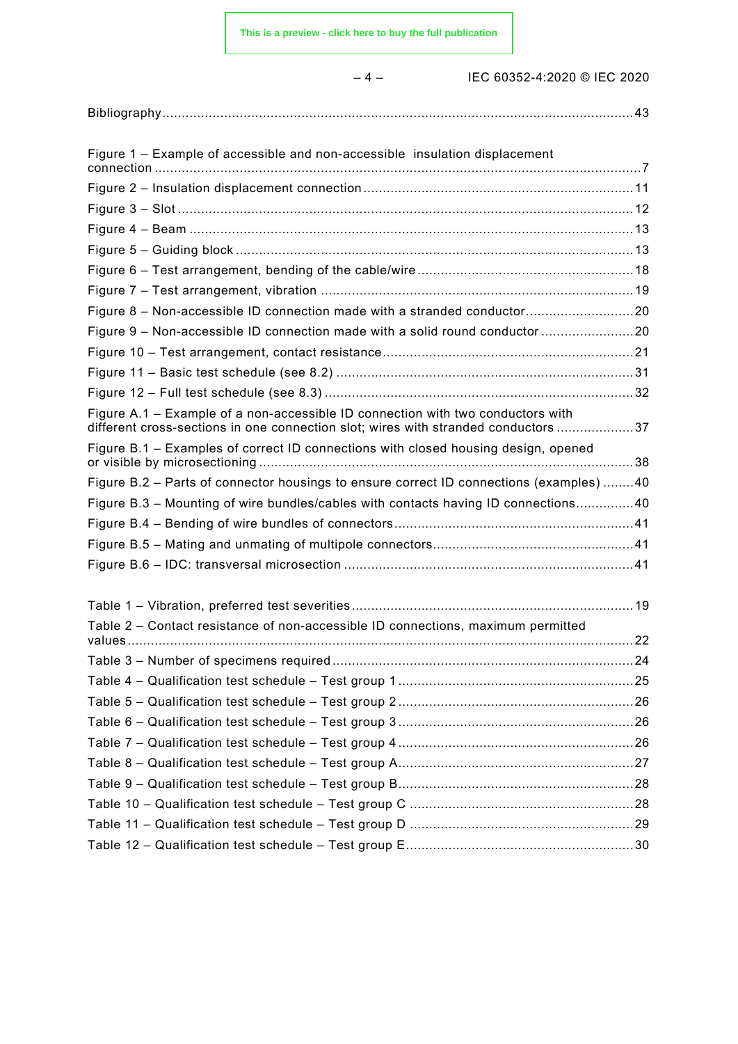Bibliography....................................................................................................................43

Figure 1 – Example of accessible and non-accessible insulation displacement connection ..........................................................................................................................7

Figure 2 – Insulation displacement connection....................................................................11

Figure 3 – Slot ....................................................................................................................12

Figure 4 – Beam .................................................................................................................13

Figure 5 – Guiding block .....................................................................................................13

Figure 6 – Test arrangement, bending of the cable/wire.......................................................18

Figure 7 – Test arrangement, vibration ...............................................................................19

Figure 8 – Non-accessible ID connection made with a stranded conductor...........................20

Figure 9 – Non-accessible ID connection made with a solid round conductor .......................20

Figure 10 – Test arrangement, contact resistance................................................................21

Figure 11 – Basic test schedule (see 8.2) ............................................................................31

Figure 12 – Full test schedule (see 8.3) ...............................................................................32

Figure A.1 – Example of a non-accessible ID connection with two conductors with different cross-sections in one connection slot; wires with stranded conductors ...................37

Figure B.1 – Examples of correct ID connections with closed housing design, opened or visible by microsectioning ................................................................................................38

Figure B.2 – Parts of connector housings to ensure correct ID connections (examples) ........40

Figure B.3 – Mounting of wire bundles/cables with contacts having ID connections...............40

Figure B.4 – Bending of wire bundles of connectors.............................................................41

Figure B.5 – Mating and unmating of multipole connectors...................................................41

Figure B.6 – IDC: transversal microsection ..........................................................................41

Table 1 – Vibration, preferred test severities........................................................................19

Table 2 – Contact resistance of non-accessible ID connections, maximum permitted values.................................................................................................................................22

Table 3 – Number of specimens required .............................................................................24

Table 4 – Qualification test schedule – Test group 1 ............................................................25

Table 5 – Qualification test schedule – Test group 2 ............................................................26

Table 6 – Qualification test schedule – Test group 3 ............................................................26

Table 7 – Qualification test schedule – Test group 4 ............................................................26

Table 8 – Qualification test schedule – Test group A............................................................27

Table 9 – Qualification test schedule – Test group B............................................................28

Table 10 – Qualification test schedule – Test group C .........................................................28

Table 11 – Qualification test schedule – Test group D .........................................................29

Table 12 – Qualification test schedule – Test group E..........................................................30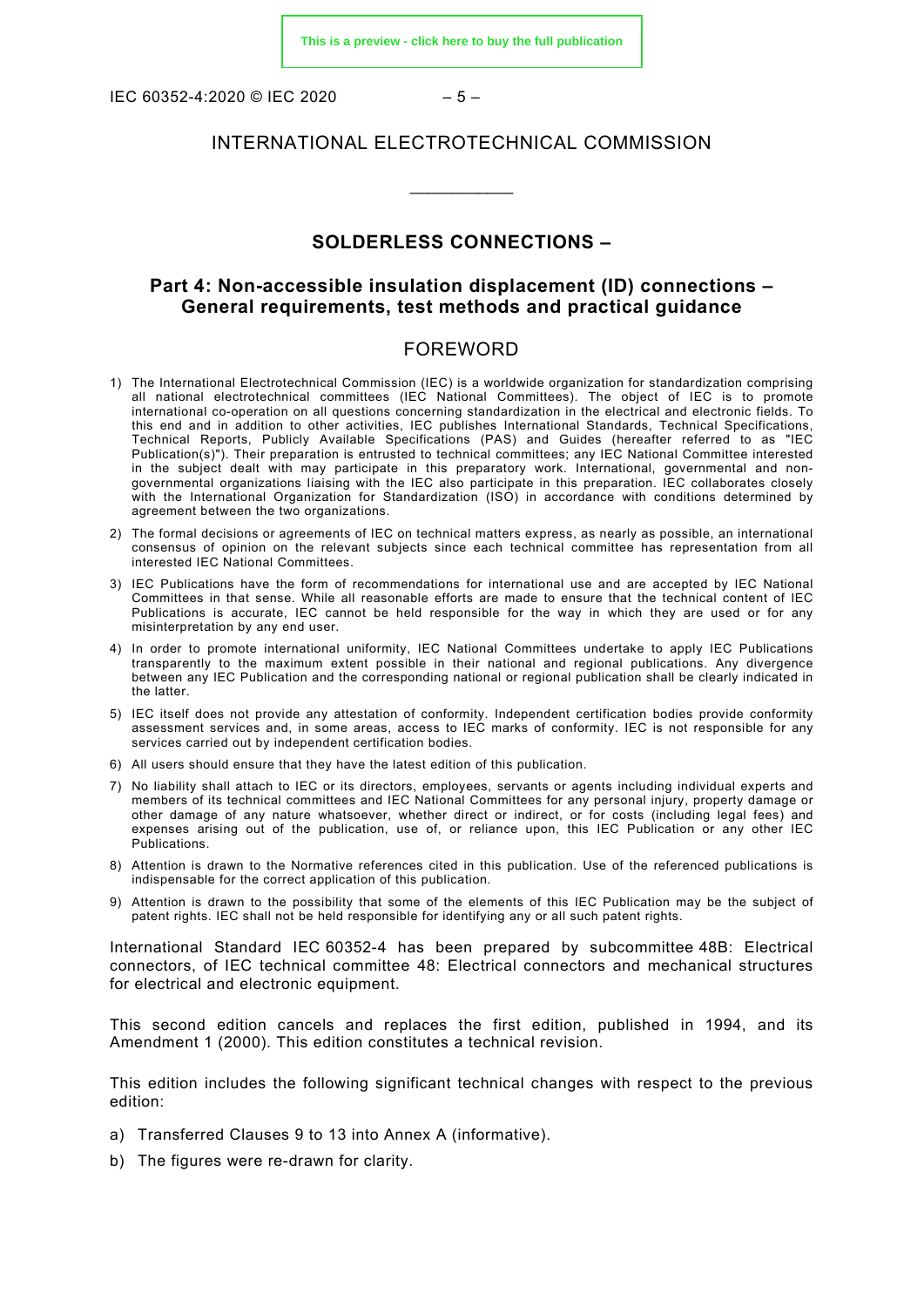# INTERNATIONAL ELECTROTECHNICAL COMMISSION

___________

## SOLDERLESS CONNECTIONS –

## Part 4: Non-accessible insulation displacement (ID) connections – General requirements, test methods and practical guidance

## FOREWORD

1) The International Electrotechnical Commission (IEC) is a worldwide organization for standardization comprising all national electrotechnical committees (IEC National Committees). The object of IEC is to promote international co-operation on all questions concerning standardization in the electrical and electronic fields. To this end and in addition to other activities, IEC publishes International Standards, Technical Specifications, Technical Reports, Publicly Available Specifications (PAS) and Guides (hereafter referred to as "IEC Publication(s)"). Their preparation is entrusted to technical committees; any IEC National Committee interested in the subject dealt with may participate in this preparatory work. International, governmental and non-governmental organizations liaising with the IEC also participate in this preparation. IEC collaborates closely with the International Organization for Standardization (ISO) in accordance with conditions determined by agreement between the two organizations.

2) The formal decisions or agreements of IEC on technical matters express, as nearly as possible, an international consensus of opinion on the relevant subjects since each technical committee has representation from all interested IEC National Committees.

3) IEC Publications have the form of recommendations for international use and are accepted by IEC National Committees in that sense. While all reasonable efforts are made to ensure that the technical content of IEC Publications is accurate, IEC cannot be held responsible for the way in which they are used or for any misinterpretation by any end user.

4) In order to promote international uniformity, IEC National Committees undertake to apply IEC Publications transparently to the maximum extent possible in their national and regional publications. Any divergence between any IEC Publication and the corresponding national or regional publication shall be clearly indicated in the latter.

5) IEC itself does not provide any attestation of conformity. Independent certification bodies provide conformity assessment services and, in some areas, access to IEC marks of conformity. IEC is not responsible for any services carried out by independent certification bodies.

6) All users should ensure that they have the latest edition of this publication.

7) No liability shall attach to IEC or its directors, employees, servants or agents including individual experts and members of its technical committees and IEC National Committees for any personal injury, property damage or other damage of any nature whatsoever, whether direct or indirect, or for costs (including legal fees) and expenses arising out of the publication, use of, or reliance upon, this IEC Publication or any other IEC Publications.

8) Attention is drawn to the Normative references cited in this publication. Use of the referenced publications is indispensable for the correct application of this publication.

9) Attention is drawn to the possibility that some of the elements of this IEC Publication may be the subject of patent rights. IEC shall not be held responsible for identifying any or all such patent rights.

International Standard IEC 60352-4 has been prepared by subcommittee 48B: Electrical connectors, of IEC technical committee 48: Electrical connectors and mechanical structures for electrical and electronic equipment.

This second edition cancels and replaces the first edition, published in 1994, and its Amendment 1 (2000). This edition constitutes a technical revision.

This edition includes the following significant technical changes with respect to the previous edition:

a) Transferred Clauses 9 to 13 into Annex A (informative).
b) The figures were re-drawn for clarity.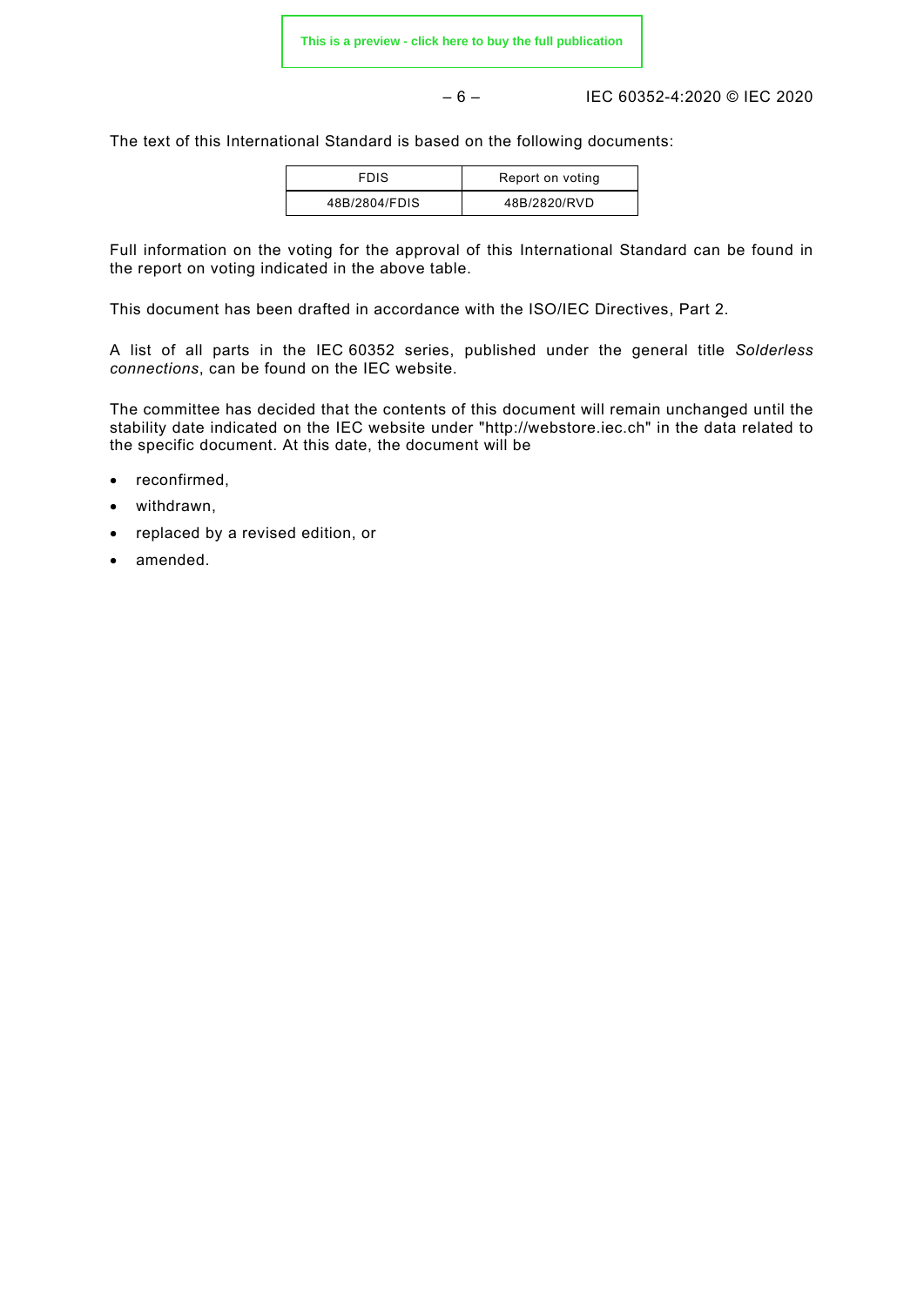The text of this International Standard is based on the following documents:

| FDIS | Report on voting |
| --- | --- |
| 48B/2804/FDIS | 48B/2820/RVD |

Full information on the voting for the approval of this International Standard can be found in the report on voting indicated in the above table.

This document has been drafted in accordance with the ISO/IEC Directives, Part 2.

A list of all parts in the IEC 60352 series, published under the general title *Solderless connections*, can be found on the IEC website.

The committee has decided that the contents of this document will remain unchanged until the stability date indicated on the IEC website under "http://webstore.iec.ch" in the data related to the specific document. At this date, the document will be

- reconfirmed,
- withdrawn,
- replaced by a revised edition, or
- amended.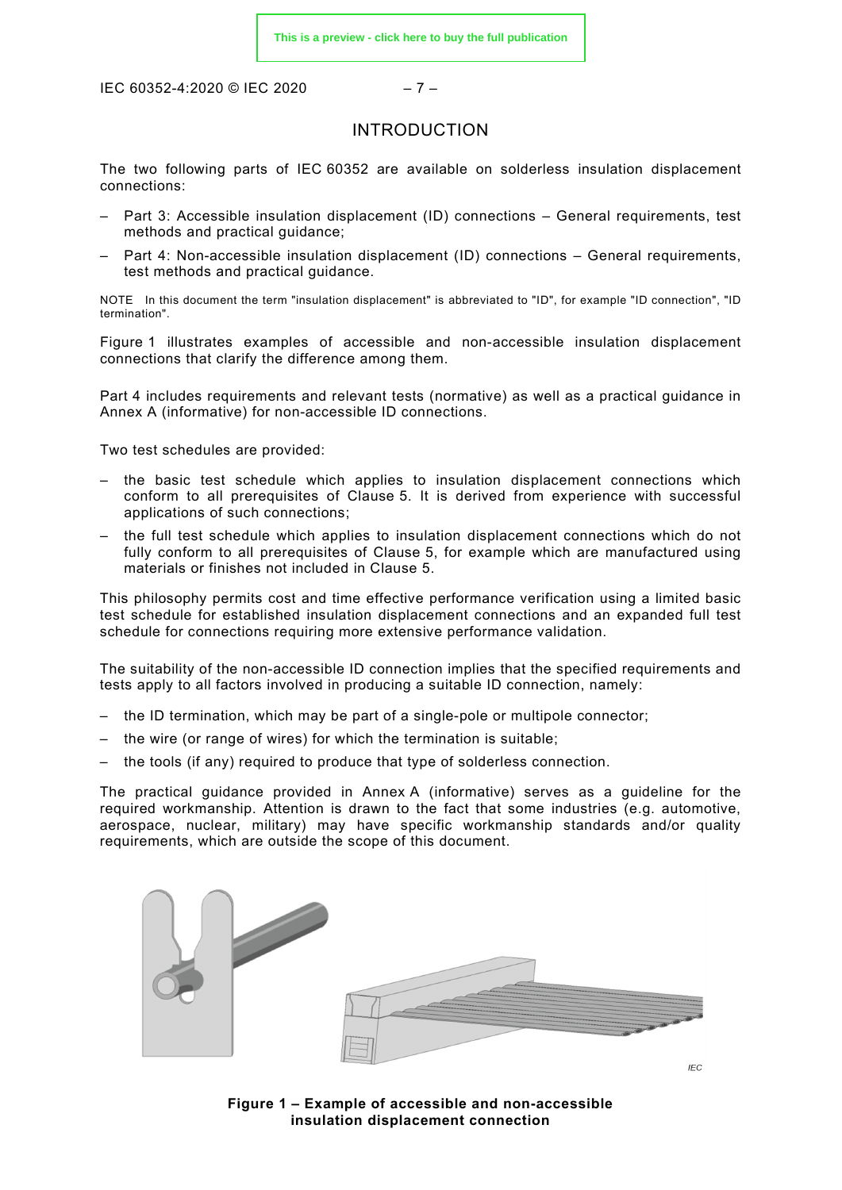# INTRODUCTION

The two following parts of IEC 60352 are available on solderless insulation displacement connections:

– Part 3: Accessible insulation displacement (ID) connections – General requirements, test methods and practical guidance;

– Part 4: Non-accessible insulation displacement (ID) connections – General requirements, test methods and practical guidance.

NOTE In this document the term "insulation displacement" is abbreviated to "ID", for example "ID connection", "ID termination".

Figure 1 illustrates examples of accessible and non-accessible insulation displacement connections that clarify the difference among them.

Part 4 includes requirements and relevant tests (normative) as well as a practical guidance in Annex A (informative) for non-accessible ID connections.

Two test schedules are provided:

– the basic test schedule which applies to insulation displacement connections which conform to all prerequisites of Clause 5. It is derived from experience with successful applications of such connections;

– the full test schedule which applies to insulation displacement connections which do not fully conform to all prerequisites of Clause 5, for example which are manufactured using materials or finishes not included in Clause 5.

This philosophy permits cost and time effective performance verification using a limited basic test schedule for established insulation displacement connections and an expanded full test schedule for connections requiring more extensive performance validation.

The suitability of the non-accessible ID connection implies that the specified requirements and tests apply to all factors involved in producing a suitable ID connection, namely:

– the ID termination, which may be part of a single-pole or multipole connector;

– the wire (or range of wires) for which the termination is suitable;

– the tools (if any) required to produce that type of solderless connection.

The practical guidance provided in Annex A (informative) serves as a guideline for the required workmanship. Attention is drawn to the fact that some industries (e.g. automotive, aerospace, nuclear, military) may have specific workmanship standards and/or quality requirements, which are outside the scope of this document.

**Figure 1 – Example of accessible and non-accessible insulation displacement connection**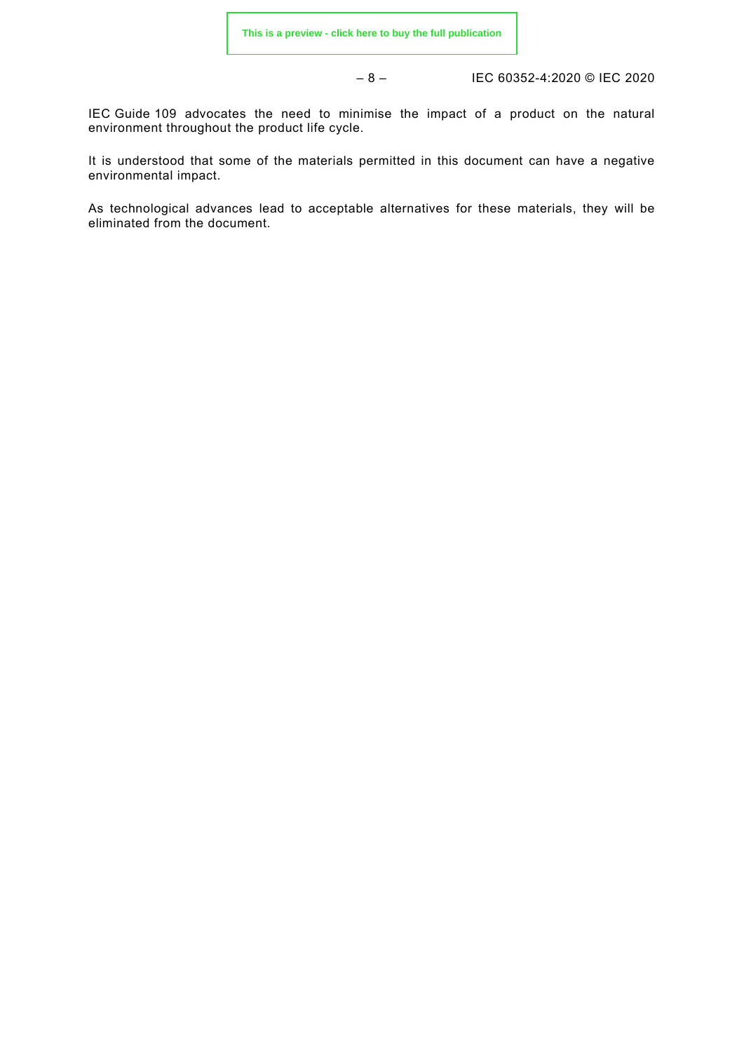IEC Guide 109 advocates the need to minimise the impact of a product on the natural environment throughout the product life cycle.

It is understood that some of the materials permitted in this document can have a negative environmental impact.

As technological advances lead to acceptable alternatives for these materials, they will be eliminated from the document.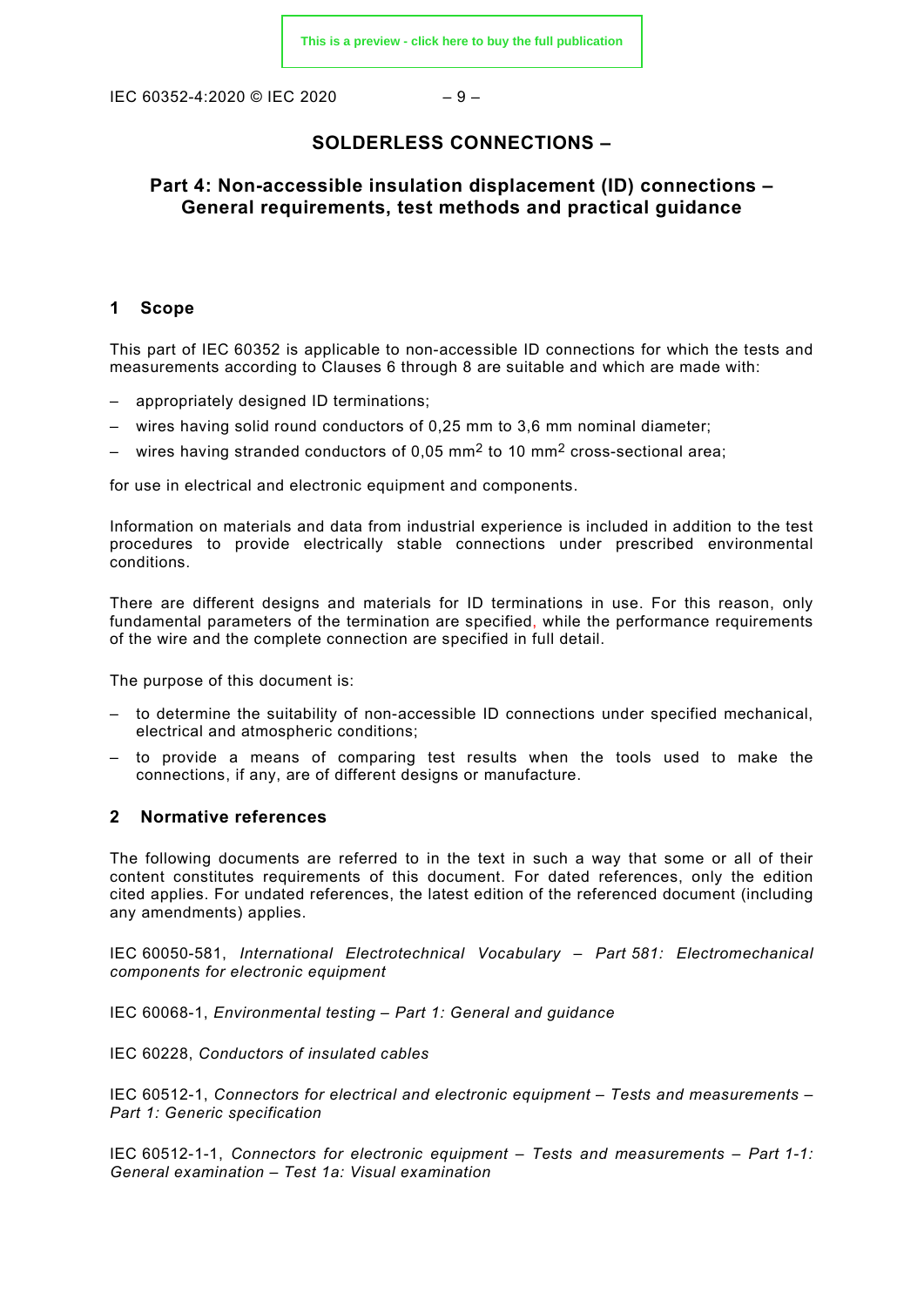# SOLDERLESS CONNECTIONS –

## Part 4: Non-accessible insulation displacement (ID) connections – General requirements, test methods and practical guidance

## 1 Scope

This part of IEC 60352 is applicable to non-accessible ID connections for which the tests and measurements according to Clauses 6 through 8 are suitable and which are made with:

- appropriately designed ID terminations;
- wires having solid round conductors of 0,25 mm to 3,6 mm nominal diameter;
- wires having stranded conductors of 0,05 $mm^2$ to 10 $mm^2$ cross-sectional area;

for use in electrical and electronic equipment and components.

Information on materials and data from industrial experience is included in addition to the test procedures to provide electrically stable connections under prescribed environmental conditions.

There are different designs and materials for ID terminations in use. For this reason, only fundamental parameters of the termination are specified, while the performance requirements of the wire and the complete connection are specified in full detail.

The purpose of this document is:

- to determine the suitability of non-accessible ID connections under specified mechanical, electrical and atmospheric conditions;
- to provide a means of comparing test results when the tools used to make the connections, if any, are of different designs or manufacture.

## 2 Normative references

The following documents are referred to in the text in such a way that some or all of their content constitutes requirements of this document. For dated references, only the edition cited applies. For undated references, the latest edition of the referenced document (including any amendments) applies.

IEC 60050-581, *International Electrotechnical Vocabulary – Part 581: Electromechanical components for electronic equipment*

IEC 60068-1, *Environmental testing – Part 1: General and guidance*

IEC 60228, *Conductors of insulated cables*

IEC 60512-1, *Connectors for electrical and electronic equipment – Tests and measurements – Part 1: Generic specification*

IEC 60512-1-1, *Connectors for electronic equipment – Tests and measurements – Part 1-1: General examination – Test 1a: Visual examination*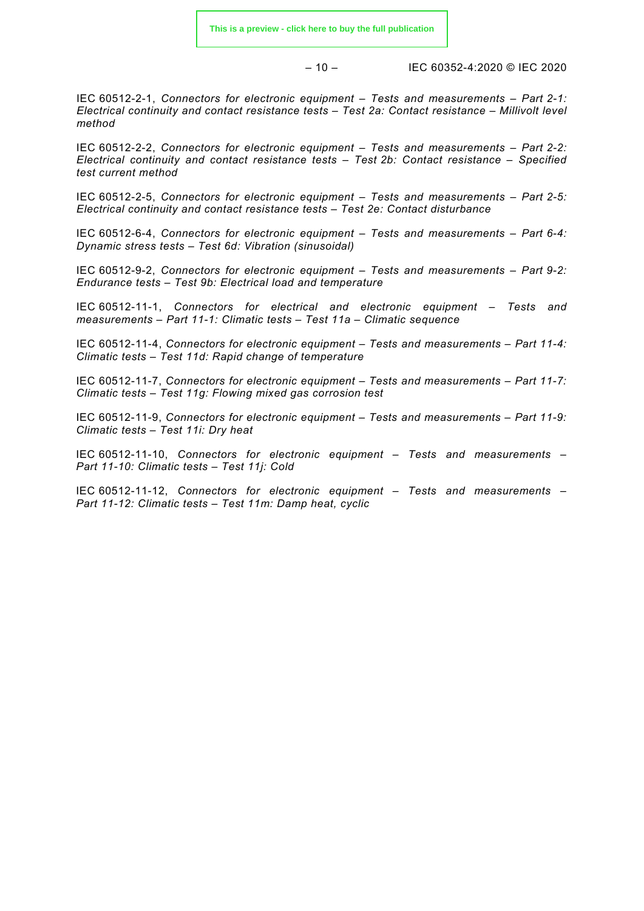IEC 60512-2-1, *Connectors for electronic equipment – Tests and measurements – Part 2-1: Electrical continuity and contact resistance tests – Test 2a: Contact resistance – Millivolt level method*

IEC 60512-2-2, *Connectors for electronic equipment – Tests and measurements – Part 2-2: Electrical continuity and contact resistance tests – Test 2b: Contact resistance – Specified test current method*

IEC 60512-2-5, *Connectors for electronic equipment – Tests and measurements – Part 2-5: Electrical continuity and contact resistance tests – Test 2e: Contact disturbance*

IEC 60512-6-4, *Connectors for electronic equipment – Tests and measurements – Part 6-4: Dynamic stress tests – Test 6d: Vibration (sinusoidal)*

IEC 60512-9-2, *Connectors for electronic equipment – Tests and measurements – Part 9-2: Endurance tests – Test 9b: Electrical load and temperature*

IEC 60512-11-1, *Connectors for electrical and electronic equipment – Tests and measurements – Part 11-1: Climatic tests – Test 11a – Climatic sequence*

IEC 60512-11-4, *Connectors for electronic equipment – Tests and measurements – Part 11-4: Climatic tests – Test 11d: Rapid change of temperature*

IEC 60512-11-7, *Connectors for electronic equipment – Tests and measurements – Part 11-7: Climatic tests – Test 11g: Flowing mixed gas corrosion test*

IEC 60512-11-9, *Connectors for electronic equipment – Tests and measurements – Part 11-9: Climatic tests – Test 11i: Dry heat*

IEC 60512-11-10, *Connectors for electronic equipment – Tests and measurements – Part 11-10: Climatic tests – Test 11j: Cold*

IEC 60512-11-12, *Connectors for electronic equipment – Tests and measurements – Part 11-12: Climatic tests – Test 11m: Damp heat, cyclic*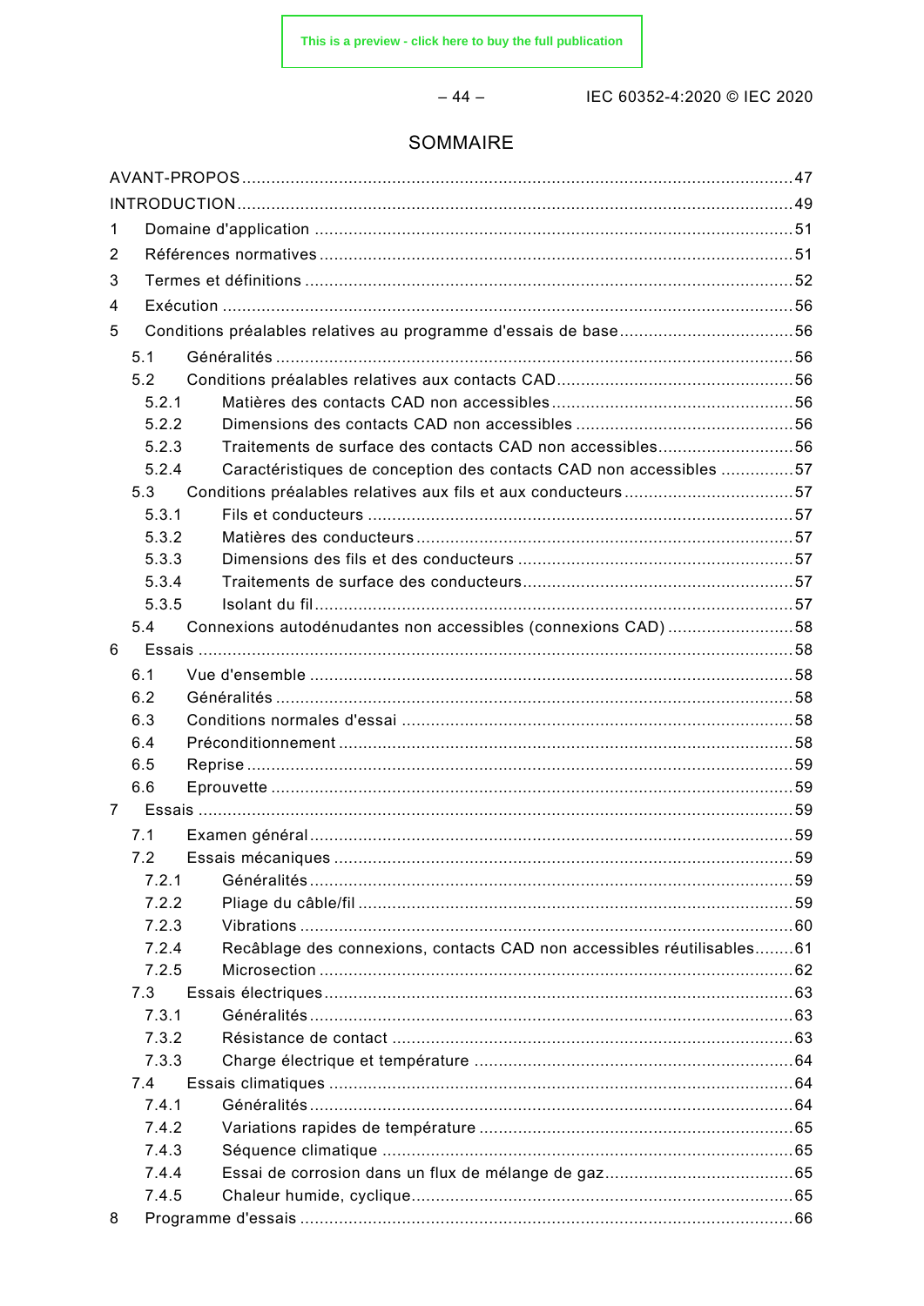# SOMMAIRE

AVANT-PROPOS ..... 47
INTRODUCTION ..... 49
1 Domaine d'application ..... 51
2 Références normatives ..... 51
3 Termes et définitions ..... 52
4 Exécution ..... 56
5 Conditions préalables relatives au programme d'essais de base ..... 56
- 5.1 Généralités ..... 56
- 5.2 Conditions préalables relatives aux contacts CAD ..... 56
  - 5.2.1 Matières des contacts CAD non accessibles ..... 56
  - 5.2.2 Dimensions des contacts CAD non accessibles ..... 56
  - 5.2.3 Traitements de surface des contacts CAD non accessibles ..... 56
  - 5.2.4 Caractéristiques de conception des contacts CAD non accessibles ..... 57
- 5.3 Conditions préalables relatives aux fils et aux conducteurs ..... 57
  - 5.3.1 Fils et conducteurs ..... 57
  - 5.3.2 Matières des conducteurs ..... 57
  - 5.3.3 Dimensions des fils et des conducteurs ..... 57
  - 5.3.4 Traitements de surface des conducteurs ..... 57
  - 5.3.5 Isolant du fil ..... 57
- 5.4 Connexions autodénudantes non accessibles (connexions CAD) ..... 58

6 Essais ..... 58
- 6.1 Vue d'ensemble ..... 58
- 6.2 Généralités ..... 58
- 6.3 Conditions normales d'essai ..... 58
- 6.4 Préconditionnement ..... 58
- 6.5 Reprise ..... 59
- 6.6 Eprouvette ..... 59

7 Essais ..... 59
- 7.1 Examen général ..... 59
- 7.2 Essais mécaniques ..... 59
  - 7.2.1 Généralités ..... 59
  - 7.2.2 Pliage du câble/fil ..... 59
  - 7.2.3 Vibrations ..... 60
  - 7.2.4 Recâblage des connexions, contacts CAD non accessibles réutilisables ..... 61
  - 7.2.5 Microsection ..... 62
- 7.3 Essais électriques ..... 63
  - 7.3.1 Généralités ..... 63
  - 7.3.2 Résistance de contact ..... 63
  - 7.3.3 Charge électrique et température ..... 64
- 7.4 Essais climatiques ..... 64
  - 7.4.1 Généralités ..... 64
  - 7.4.2 Variations rapides de température ..... 65
  - 7.4.3 Séquence climatique ..... 65
  - 7.4.4 Essai de corrosion dans un flux de mélange de gaz ..... 65
  - 7.4.5 Chaleur humide, cyclique ..... 65

8 Programme d'essais ..... 66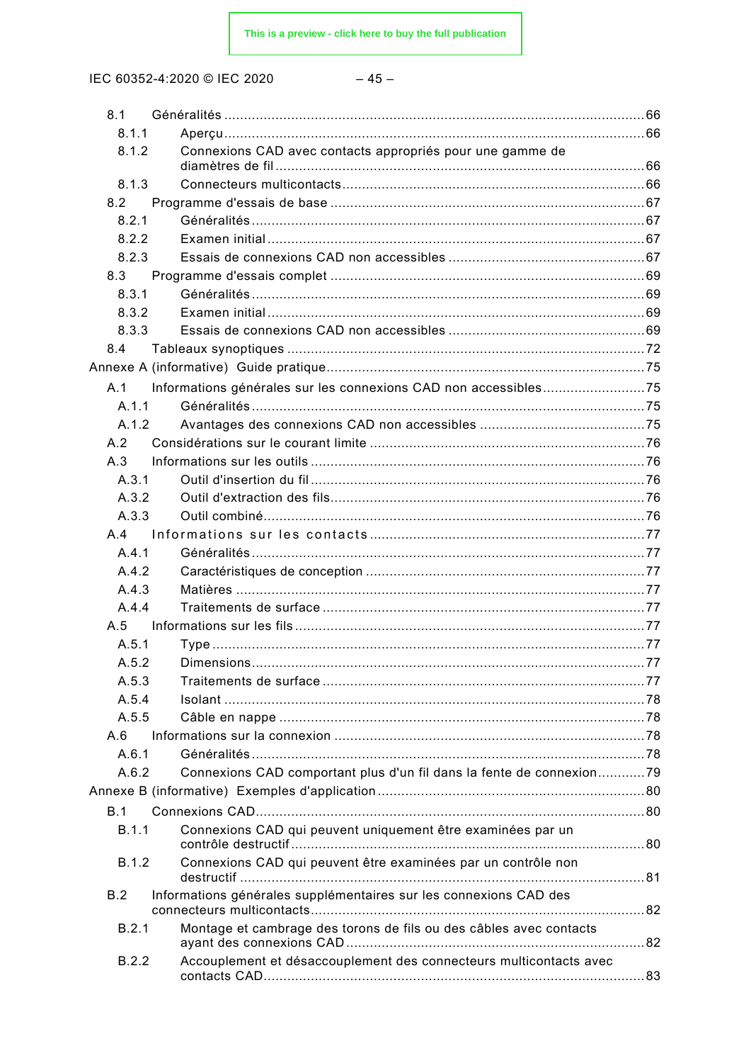8.1 Généralités .......................................................................................................... 66

8.1.1 Aperçu .......................................................................................................... 66

8.1.2 Connexions CAD avec contacts appropriés pour une gamme de diamètres de fil .......................................................................................................... 66

8.1.3 Connecteurs multicontacts .......................................................................................................... 66

8.2 Programme d'essais de base .......................................................................................................... 67

8.2.1 Généralités .......................................................................................................... 67

8.2.2 Examen initial .......................................................................................................... 67

8.2.3 Essais de connexions CAD non accessibles .......................................................................................................... 67

8.3 Programme d'essais complet .......................................................................................................... 69

8.3.1 Généralités .......................................................................................................... 69

8.3.2 Examen initial .......................................................................................................... 69

8.3.3 Essais de connexions CAD non accessibles .......................................................................................................... 69

8.4 Tableaux synoptiques .......................................................................................................... 72

Annexe A (informative) Guide pratique .......................................................................................................... 75

A.1 Informations générales sur les connexions CAD non accessibles .......................................................................................................... 75

A.1.1 Généralités .......................................................................................................... 75

A.1.2 Avantages des connexions CAD non accessibles .......................................................................................................... 75

A.2 Considérations sur le courant limite .......................................................................................................... 76

A.3 Informations sur les outils .......................................................................................................... 76

A.3.1 Outil d'insertion du fil .......................................................................................................... 76

A.3.2 Outil d'extraction des fils .......................................................................................................... 76

A.3.3 Outil combiné .......................................................................................................... 76

A.4 Informations sur les contacts .......................................................................................................... 77

A.4.1 Généralités .......................................................................................................... 77

A.4.2 Caractéristiques de conception .......................................................................................................... 77

A.4.3 Matières .......................................................................................................... 77

A.4.4 Traitements de surface .......................................................................................................... 77

A.5 Informations sur les fils .......................................................................................................... 77

A.5.1 Type .......................................................................................................... 77

A.5.2 Dimensions .......................................................................................................... 77

A.5.3 Traitements de surface .......................................................................................................... 77

A.5.4 Isolant .......................................................................................................... 78

A.5.5 Câble en nappe .......................................................................................................... 78

A.6 Informations sur la connexion .......................................................................................................... 78

A.6.1 Généralités .......................................................................................................... 78

A.6.2 Connexions CAD comportant plus d'un fil dans la fente de connexion .......................................................................................................... 79

Annexe B (informative) Exemples d'application .......................................................................................................... 80

B.1 Connexions CAD .......................................................................................................... 80

B.1.1 Connexions CAD qui peuvent uniquement être examinées par un contrôle destructif .......................................................................................................... 80

B.1.2 Connexions CAD qui peuvent être examinées par un contrôle non destructif .......................................................................................................... 81

B.2 Informations générales supplémentaires sur les connexions CAD des connecteurs multicontacts .......................................................................................................... 82

B.2.1 Montage et cambrage des torons de fils ou des câbles avec contacts ayant des connexions CAD .......................................................................................................... 82

B.2.2 Accouplement et désaccouplement des connecteurs multicontacts avec contacts CAD .......................................................................................................... 83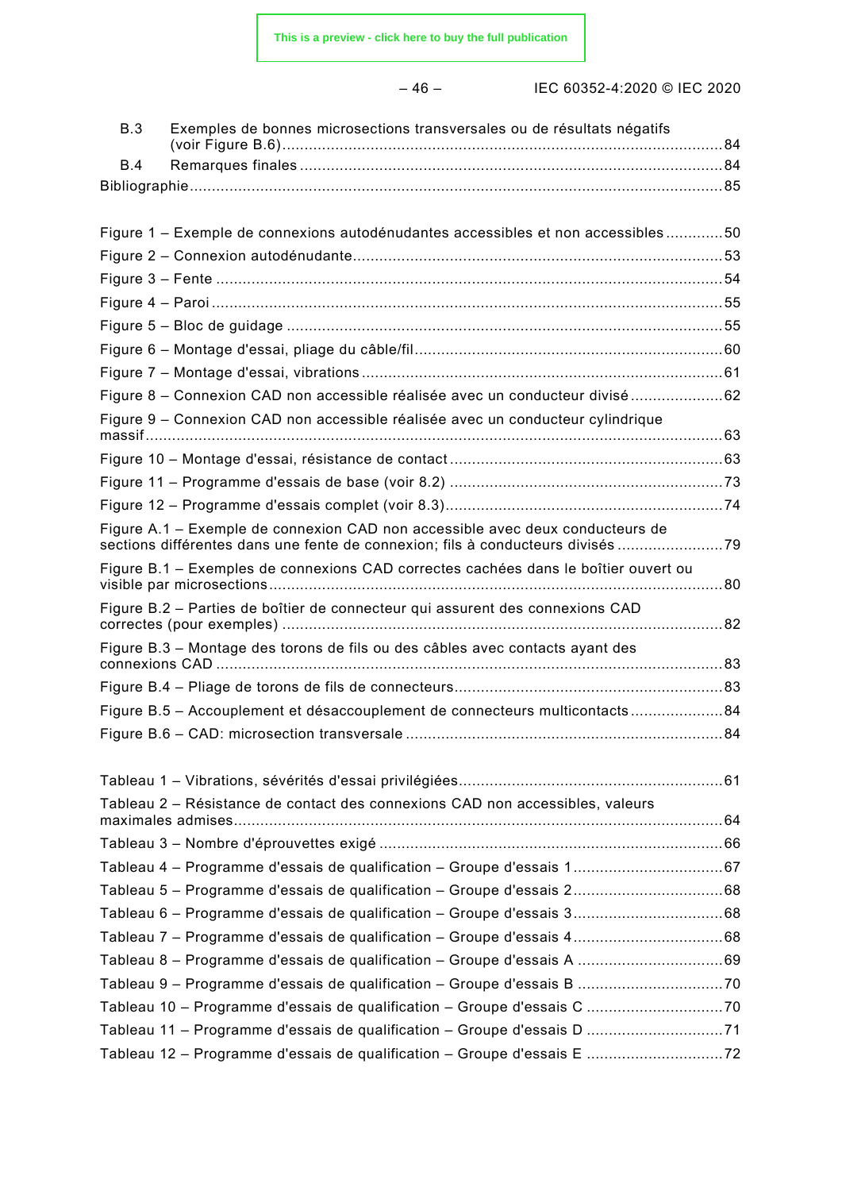B.3 Exemples de bonnes microsections transversales ou de résultats négatifs (voir Figure B.6) .......... 84
B.4 Remarques finales .......... 84
Bibliographie .......... 85

Figure 1 – Exemple de connexions autodénudantes accessibles et non accessibles .......... 50
Figure 2 – Connexion autodénudante .......... 53
Figure 3 – Fente .......... 54
Figure 4 – Paroi .......... 55
Figure 5 – Bloc de guidage .......... 55
Figure 6 – Montage d'essai, pliage du câble/fil .......... 60
Figure 7 – Montage d'essai, vibrations .......... 61
Figure 8 – Connexion CAD non accessible réalisée avec un conducteur divisé .......... 62
Figure 9 – Connexion CAD non accessible réalisée avec un conducteur cylindrique massif .......... 63
Figure 10 – Montage d'essai, résistance de contact .......... 63
Figure 11 – Programme d'essais de base (voir 8.2) .......... 73
Figure 12 – Programme d'essais complet (voir 8.3) .......... 74
Figure A.1 – Exemple de connexion CAD non accessible avec deux conducteurs de sections différentes dans une fente de connexion; fils à conducteurs divisés .......... 79
Figure B.1 – Exemples de connexions CAD correctes cachées dans le boîtier ouvert ou visible par microsections .......... 80
Figure B.2 – Parties de boîtier de connecteur qui assurent des connexions CAD correctes (pour exemples) .......... 82
Figure B.3 – Montage des torons de fils ou des câbles avec contacts ayant des connexions CAD .......... 83
Figure B.4 – Pliage de torons de fils de connecteurs .......... 83
Figure B.5 – Accouplement et désaccouplement de connecteurs multicontacts .......... 84
Figure B.6 – CAD: microsection transversale .......... 84

Tableau 1 – Vibrations, sévérités d'essai privilégiées .......... 61
Tableau 2 – Résistance de contact des connexions CAD non accessibles, valeurs maximales admises .......... 64
Tableau 3 – Nombre d'éprouvettes exigé .......... 66
Tableau 4 – Programme d'essais de qualification – Groupe d'essais 1 .......... 67
Tableau 5 – Programme d'essais de qualification – Groupe d'essais 2 .......... 68
Tableau 6 – Programme d'essais de qualification – Groupe d'essais 3 .......... 68
Tableau 7 – Programme d'essais de qualification – Groupe d'essais 4 .......... 68
Tableau 8 – Programme d'essais de qualification – Groupe d'essais A .......... 69
Tableau 9 – Programme d'essais de qualification – Groupe d'essais B .......... 70
Tableau 10 – Programme d'essais de qualification – Groupe d'essais C .......... 70
Tableau 11 – Programme d'essais de qualification – Groupe d'essais D .......... 71
Tableau 12 – Programme d'essais de qualification – Groupe d'essais E .......... 72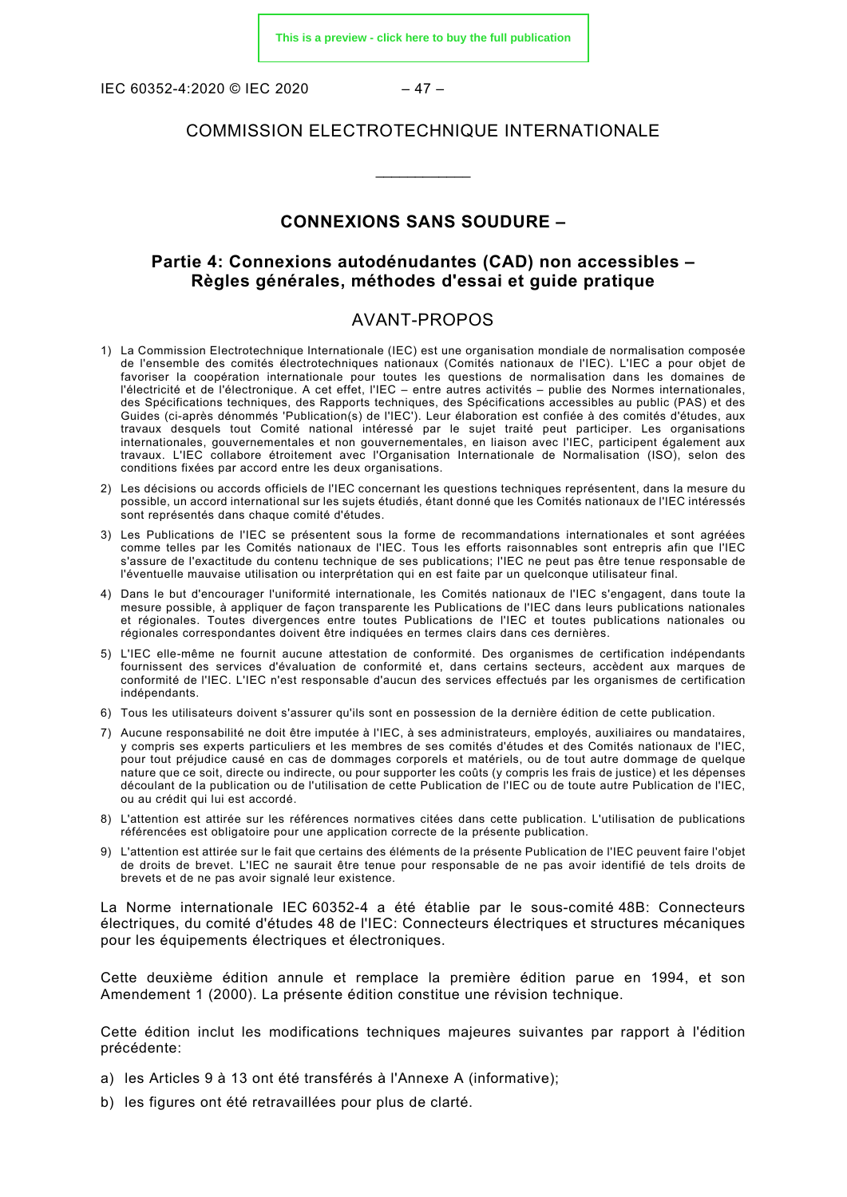COMMISSION ELECTROTECHNIQUE INTERNATIONALE

\_\_\_\_\_\_\_\_\_\_\_\_

## CONNEXIONS SANS SOUDURE –

## Partie 4: Connexions autodénudantes (CAD) non accessibles – Règles générales, méthodes d'essai et guide pratique

## AVANT-PROPOS

1) La Commission Electrotechnique Internationale (IEC) est une organisation mondiale de normalisation composée de l'ensemble des comités électrotechniques nationaux (Comités nationaux de l'IEC). L'IEC a pour objet de favoriser la coopération internationale pour toutes les questions de normalisation dans les domaines de l'électricité et de l'électronique. A cet effet, l'IEC – entre autres activités – publie des Normes internationales, des Spécifications techniques, des Rapports techniques, des Spécifications accessibles au public (PAS) et des Guides (ci-après dénommés 'Publication(s) de l'IEC'). Leur élaboration est confiée à des comités d'études, aux travaux desquels tout Comité national intéressé par le sujet traité peut participer. Les organisations internationales, gouvernementales et non gouvernementales, en liaison avec l'IEC, participent également aux travaux. L'IEC collabore étroitement avec l'Organisation Internationale de Normalisation (ISO), selon des conditions fixées par accord entre les deux organisations.
2) Les décisions ou accords officiels de l'IEC concernant les questions techniques représentent, dans la mesure du possible, un accord international sur les sujets étudiés, étant donné que les Comités nationaux de l'IEC intéressés sont représentés dans chaque comité d'études.
3) Les Publications de l'IEC se présentent sous la forme de recommandations internationales et sont agréées comme telles par les Comités nationaux de l'IEC. Tous les efforts raisonnables sont entrepris afin que l'IEC s'assure de l'exactitude du contenu technique de ses publications; l'IEC ne peut pas être tenue responsable de l'éventuelle mauvaise utilisation ou interprétation qui en est faite par un quelconque utilisateur final.
4) Dans le but d'encourager l'uniformité internationale, les Comités nationaux de l'IEC s'engagent, dans toute la mesure possible, à appliquer de façon transparente les Publications de l'IEC dans leurs publications nationales et régionales. Toutes divergences entre toutes Publications de l'IEC et toutes publications nationales ou régionales correspondantes doivent être indiquées en termes clairs dans ces dernières.
5) L'IEC elle-même ne fournit aucune attestation de conformité. Des organismes de certification indépendants fournissent des services d'évaluation de conformité et, dans certains secteurs, accèdent aux marques de conformité de l'IEC. L'IEC n'est responsable d'aucun des services effectués par les organismes de certification indépendants.
6) Tous les utilisateurs doivent s'assurer qu'ils sont en possession de la dernière édition de cette publication.
7) Aucune responsabilité ne doit être imputée à l'IEC, à ses administrateurs, employés, auxiliaires ou mandataires, y compris ses experts particuliers et les membres de ses comités d'études et des Comités nationaux de l'IEC, pour tout préjudice causé en cas de dommages corporels et matériels, ou de tout autre dommage de quelque nature que ce soit, directe ou indirecte, ou pour supporter les coûts (y compris les frais de justice) et les dépenses découlant de la publication ou de l'utilisation de cette Publication de l'IEC ou de toute autre Publication de l'IEC, ou au crédit qui lui est accordé.
8) L'attention est attirée sur les références normatives citées dans cette publication. L'utilisation de publications référencées est obligatoire pour une application correcte de la présente publication.
9) L'attention est attirée sur le fait que certains des éléments de la présente Publication de l'IEC peuvent faire l'objet de droits de brevet. L'IEC ne saurait être tenue pour responsable de ne pas avoir identifié de tels droits de brevets et de ne pas avoir signalé leur existence.

La Norme internationale IEC 60352-4 a été établie par le sous-comité 48B: Connecteurs électriques, du comité d'études 48 de l'IEC: Connecteurs électriques et structures mécaniques pour les équipements électriques et électroniques.

Cette deuxième édition annule et remplace la première édition parue en 1994, et son Amendement 1 (2000). La présente édition constitue une révision technique.

Cette édition inclut les modifications techniques majeures suivantes par rapport à l'édition précédente:

a) les Articles 9 à 13 ont été transférés à l'Annexe A (informative);
b) les figures ont été retravaillées pour plus de clarté.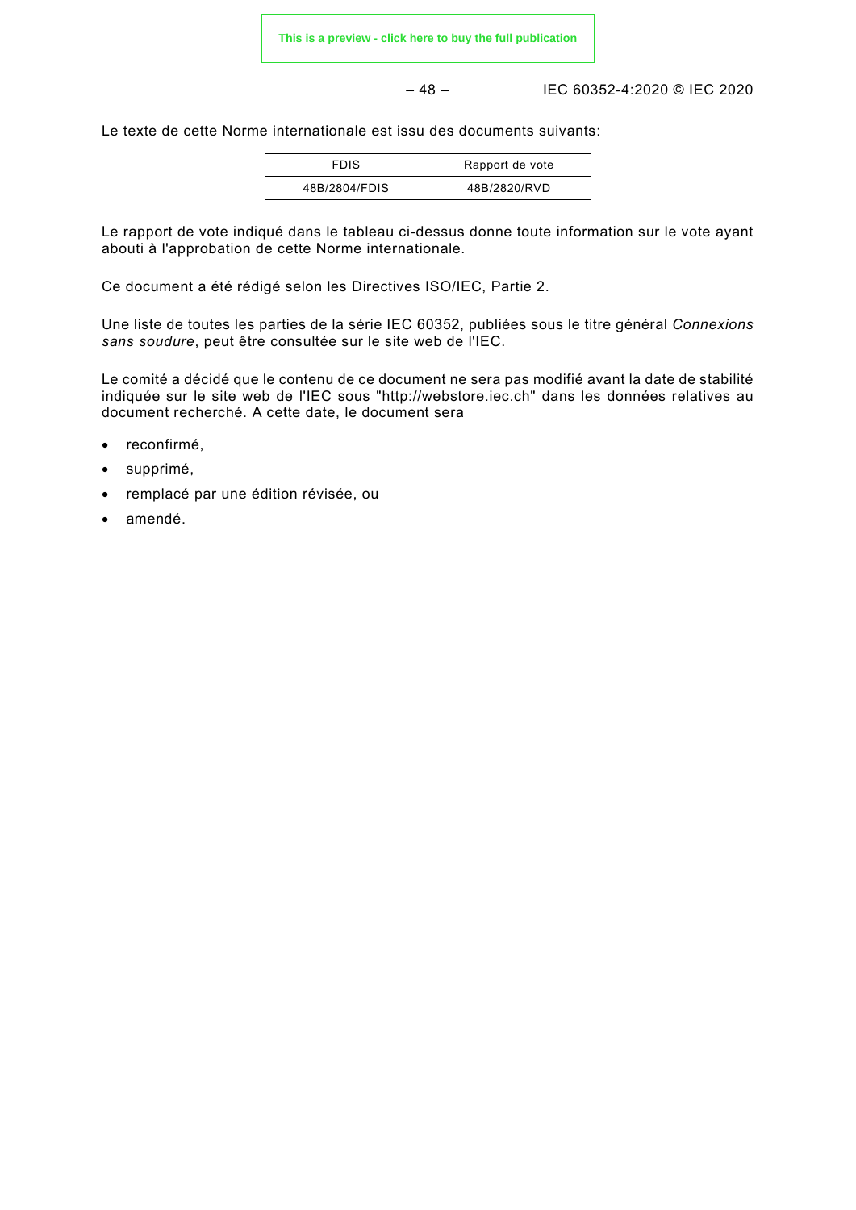Le texte de cette Norme internationale est issu des documents suivants:

| FDIS | Rapport de vote |
|---|---|
| 48B/2804/FDIS | 48B/2820/RVD |

Le rapport de vote indiqué dans le tableau ci-dessus donne toute information sur le vote ayant abouti à l'approbation de cette Norme internationale.

Ce document a été rédigé selon les Directives ISO/IEC, Partie 2.

Une liste de toutes les parties de la série IEC 60352, publiées sous le titre général *Connexions sans soudure*, peut être consultée sur le site web de l'IEC.

Le comité a décidé que le contenu de ce document ne sera pas modifié avant la date de stabilité indiquée sur le site web de l'IEC sous "http://webstore.iec.ch" dans les données relatives au document recherché. A cette date, le document sera

- reconfirmé,
- supprimé,
- remplacé par une édition révisée, ou
- amendé.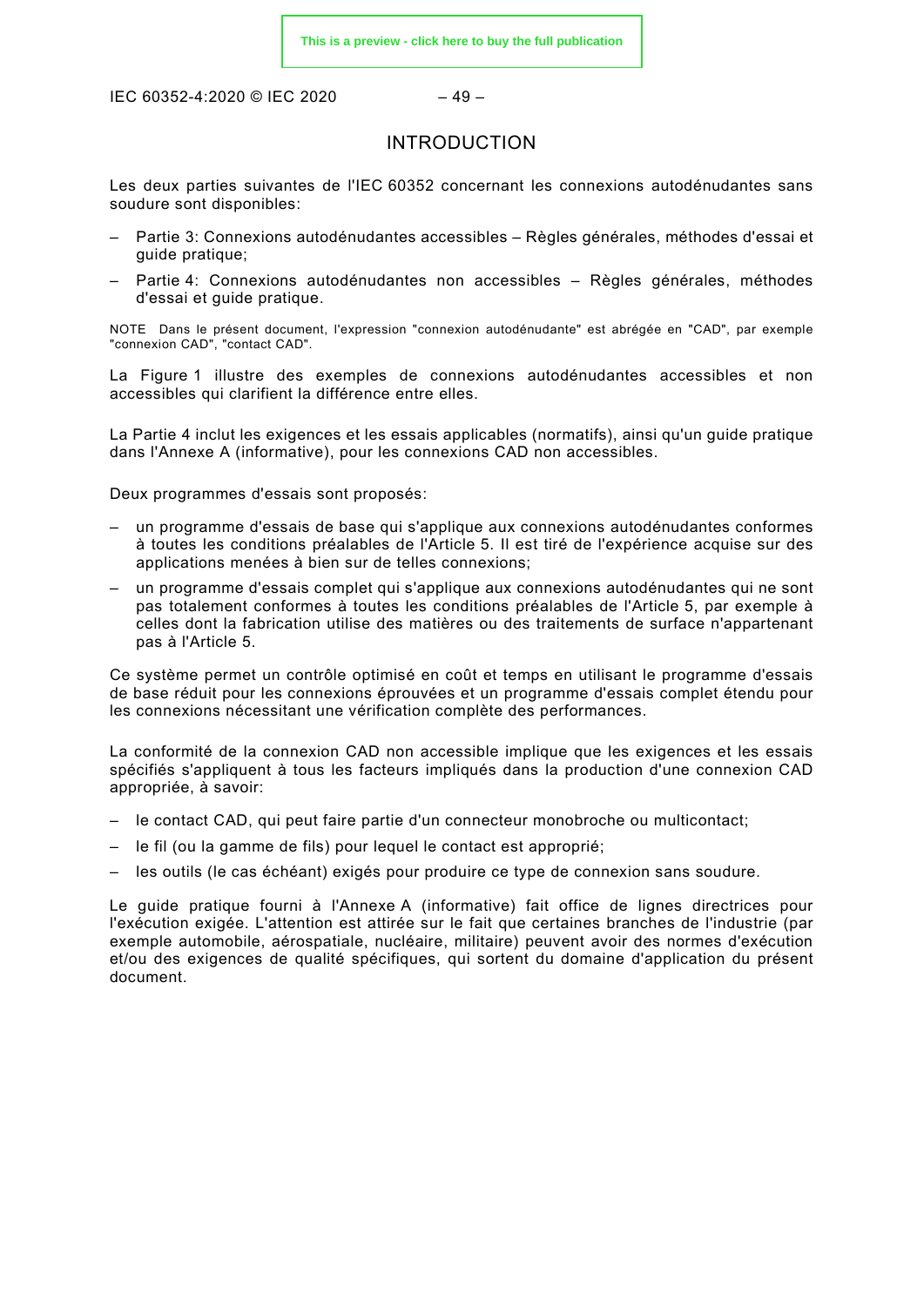# INTRODUCTION

Les deux parties suivantes de l'IEC 60352 concernant les connexions autodénudantes sans soudure sont disponibles:

- Partie 3: Connexions autodénudantes accessibles – Règles générales, méthodes d'essai et guide pratique;
- Partie 4: Connexions autodénudantes non accessibles – Règles générales, méthodes d'essai et guide pratique.

NOTE Dans le présent document, l'expression "connexion autodénudante" est abrégée en "CAD", par exemple "connexion CAD", "contact CAD".

La Figure 1 illustre des exemples de connexions autodénudantes accessibles et non accessibles qui clarifient la différence entre elles.

La Partie 4 inclut les exigences et les essais applicables (normatifs), ainsi qu'un guide pratique dans l'Annexe A (informative), pour les connexions CAD non accessibles.

Deux programmes d'essais sont proposés:

- un programme d'essais de base qui s'applique aux connexions autodénudantes conformes à toutes les conditions préalables de l'Article 5. Il est tiré de l'expérience acquise sur des applications menées à bien sur de telles connexions;
- un programme d'essais complet qui s'applique aux connexions autodénudantes qui ne sont pas totalement conformes à toutes les conditions préalables de l'Article 5, par exemple à celles dont la fabrication utilise des matières ou des traitements de surface n'appartenant pas à l'Article 5.

Ce système permet un contrôle optimisé en coût et temps en utilisant le programme d'essais de base réduit pour les connexions éprouvées et un programme d'essais complet étendu pour les connexions nécessitant une vérification complète des performances.

La conformité de la connexion CAD non accessible implique que les exigences et les essais spécifiés s'appliquent à tous les facteurs impliqués dans la production d'une connexion CAD appropriée, à savoir:

- le contact CAD, qui peut faire partie d'un connecteur monobroche ou multicontact;
- le fil (ou la gamme de fils) pour lequel le contact est approprié;
- les outils (le cas échéant) exigés pour produire ce type de connexion sans soudure.

Le guide pratique fourni à l'Annexe A (informative) fait office de lignes directrices pour l'exécution exigée. L'attention est attirée sur le fait que certaines branches de l'industrie (par exemple automobile, aérospatiale, nucléaire, militaire) peuvent avoir des normes d'exécution et/ou des exigences de qualité spécifiques, qui sortent du domaine d'application du présent document.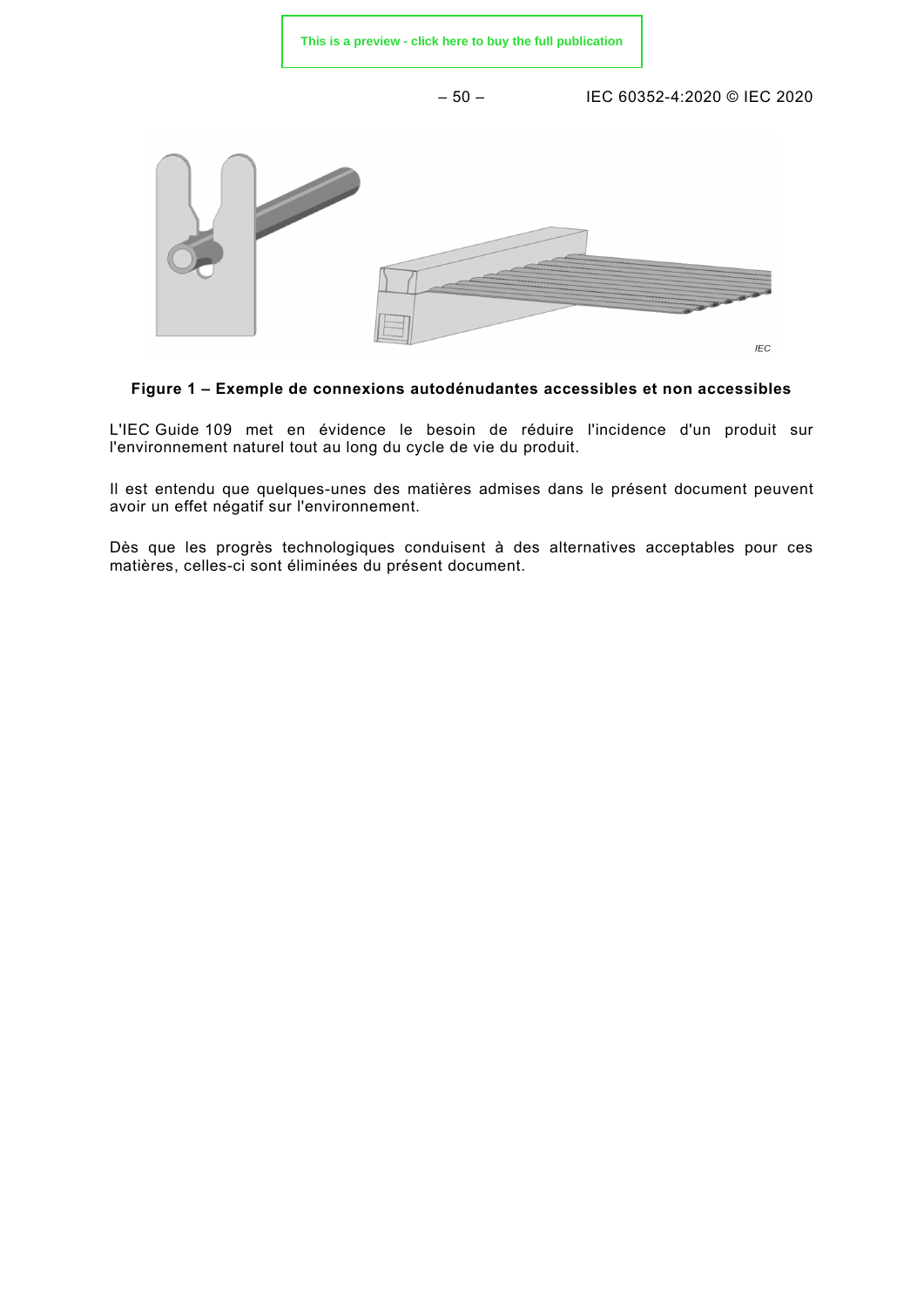**Figure 1 – Exemple de connexions autodénudantes accessibles et non accessibles**

L'IEC Guide 109 met en évidence le besoin de réduire l'incidence d'un produit sur l'environnement naturel tout au long du cycle de vie du produit.

Il est entendu que quelques-unes des matières admises dans le présent document peuvent avoir un effet négatif sur l'environnement.

Dès que les progrès technologiques conduisent à des alternatives acceptables pour ces matières, celles-ci sont éliminées du présent document.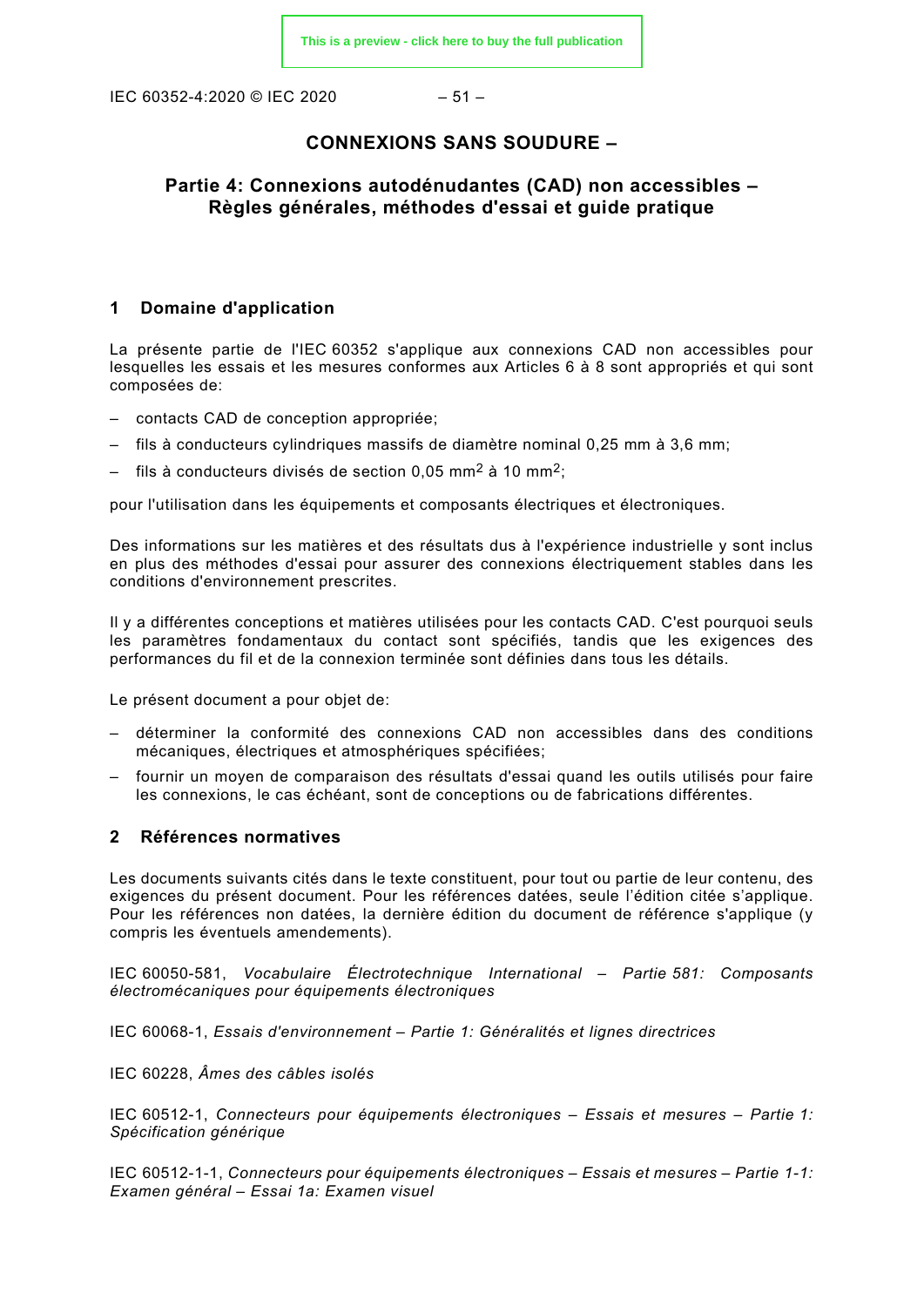# CONNEXIONS SANS SOUDURE –

## Partie 4: Connexions autodénudantes (CAD) non accessibles – Règles générales, méthodes d'essai et guide pratique

## 1 Domaine d'application

La présente partie de l'IEC 60352 s'applique aux connexions CAD non accessibles pour lesquelles les essais et les mesures conformes aux Articles 6 à 8 sont appropriés et qui sont composées de:

- contacts CAD de conception appropriée;
- fils à conducteurs cylindriques massifs de diamètre nominal 0,25 mm à 3,6 mm;
- fils à conducteurs divisés de section 0,05 mm$^2$ à 10 mm$^2$;

pour l'utilisation dans les équipements et composants électriques et électroniques.

Des informations sur les matières et des résultats dus à l'expérience industrielle y sont inclus en plus des méthodes d'essai pour assurer des connexions électriquement stables dans les conditions d'environnement prescrites.

Il y a différentes conceptions et matières utilisées pour les contacts CAD. C'est pourquoi seuls les paramètres fondamentaux du contact sont spécifiés, tandis que les exigences des performances du fil et de la connexion terminée sont définies dans tous les détails.

Le présent document a pour objet de:

- déterminer la conformité des connexions CAD non accessibles dans des conditions mécaniques, électriques et atmosphériques spécifiées;
- fournir un moyen de comparaison des résultats d'essai quand les outils utilisés pour faire les connexions, le cas échéant, sont de conceptions ou de fabrications différentes.

## 2 Références normatives

Les documents suivants cités dans le texte constituent, pour tout ou partie de leur contenu, des exigences du présent document. Pour les références datées, seule l'édition citée s'applique. Pour les références non datées, la dernière édition du document de référence s'applique (y compris les éventuels amendements).

IEC 60050-581, *Vocabulaire Électrotechnique International – Partie 581: Composants électromécaniques pour équipements électroniques*

IEC 60068-1, *Essais d'environnement – Partie 1: Généralités et lignes directrices*

IEC 60228, *Âmes des câbles isolés*

IEC 60512-1, *Connecteurs pour équipements électroniques – Essais et mesures – Partie 1: Spécification générique*

IEC 60512-1-1, *Connecteurs pour équipements électroniques – Essais et mesures – Partie 1-1: Examen général – Essai 1a: Examen visuel*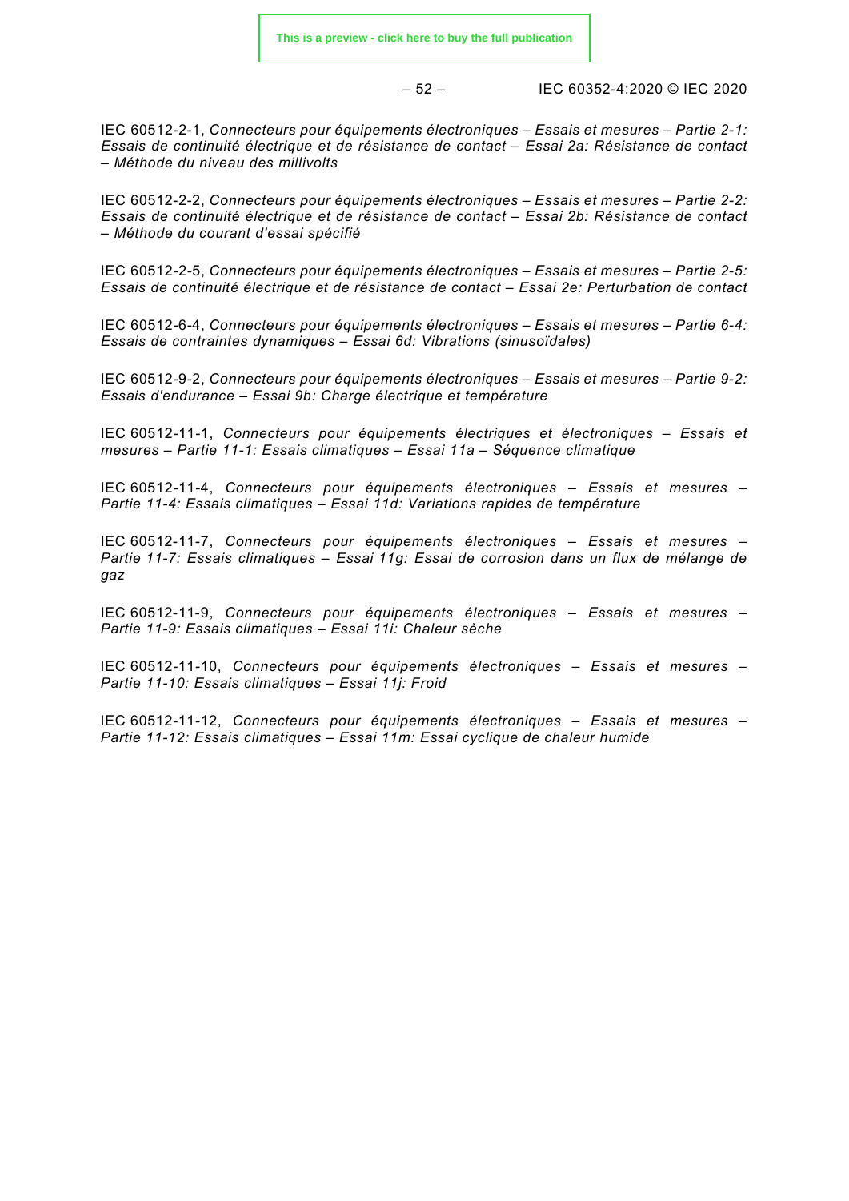IEC 60512-2-1, *Connecteurs pour équipements électroniques – Essais et mesures – Partie 2-1: Essais de continuité électrique et de résistance de contact – Essai 2a: Résistance de contact – Méthode du niveau des millivolts*

IEC 60512-2-2, *Connecteurs pour équipements électroniques – Essais et mesures – Partie 2-2: Essais de continuité électrique et de résistance de contact – Essai 2b: Résistance de contact – Méthode du courant d'essai spécifié*

IEC 60512-2-5, *Connecteurs pour équipements électroniques – Essais et mesures – Partie 2-5: Essais de continuité électrique et de résistance de contact – Essai 2e: Perturbation de contact*

IEC 60512-6-4, *Connecteurs pour équipements électroniques – Essais et mesures – Partie 6-4: Essais de contraintes dynamiques – Essai 6d: Vibrations (sinusoïdales)*

IEC 60512-9-2, *Connecteurs pour équipements électroniques – Essais et mesures – Partie 9-2: Essais d'endurance – Essai 9b: Charge électrique et température*

IEC 60512-11-1, *Connecteurs pour équipements électriques et électroniques – Essais et mesures – Partie 11-1: Essais climatiques – Essai 11a – Séquence climatique*

IEC 60512-11-4, *Connecteurs pour équipements électroniques – Essais et mesures – Partie 11-4: Essais climatiques – Essai 11d: Variations rapides de température*

IEC 60512-11-7, *Connecteurs pour équipements électroniques – Essais et mesures – Partie 11-7: Essais climatiques – Essai 11g: Essai de corrosion dans un flux de mélange de gaz*

IEC 60512-11-9, *Connecteurs pour équipements électroniques – Essais et mesures – Partie 11-9: Essais climatiques – Essai 11i: Chaleur sèche*

IEC 60512-11-10, *Connecteurs pour équipements électroniques – Essais et mesures – Partie 11-10: Essais climatiques – Essai 11j: Froid*

IEC 60512-11-12, *Connecteurs pour équipements électroniques – Essais et mesures – Partie 11-12: Essais climatiques – Essai 11m: Essai cyclique de chaleur humide*